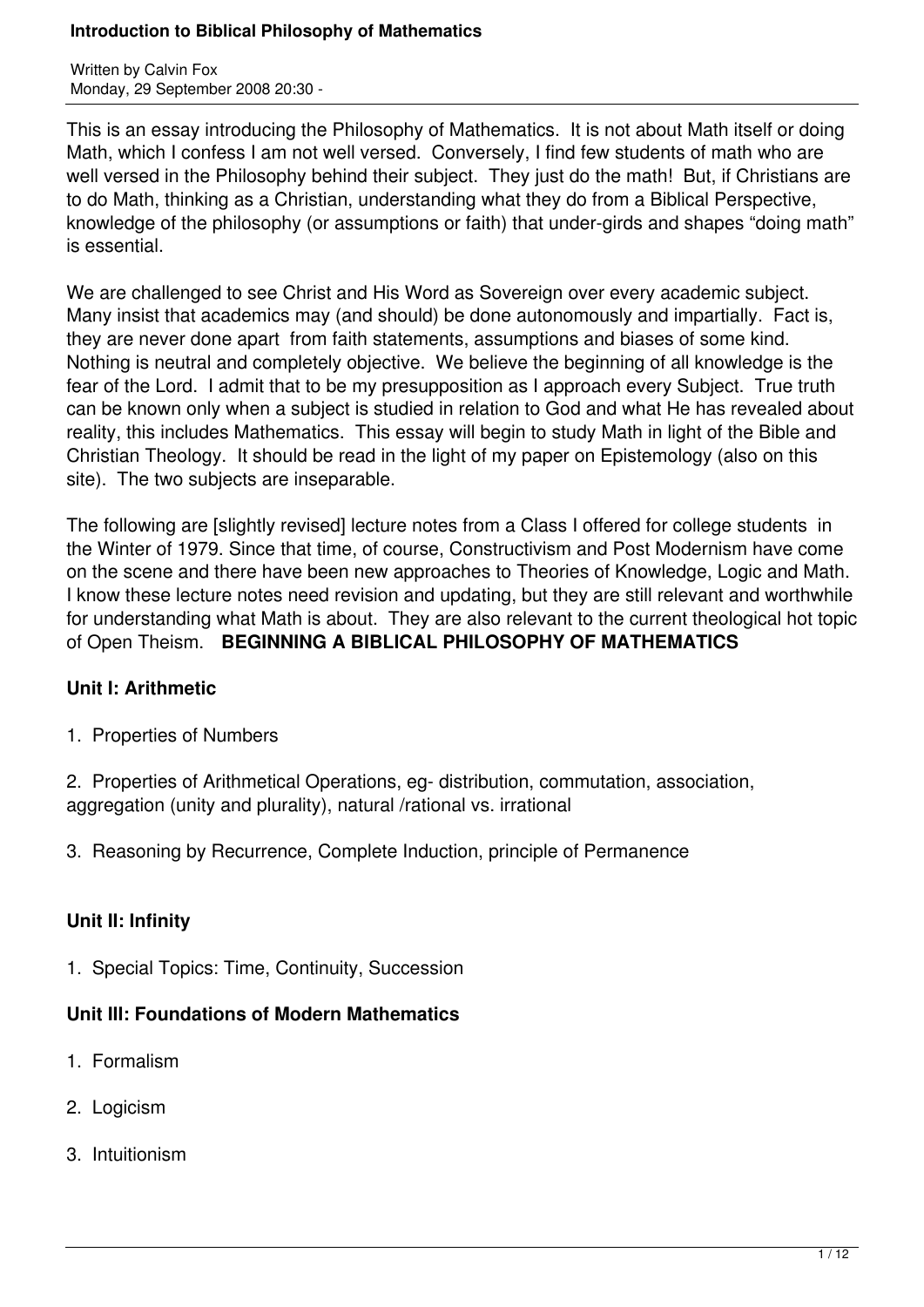# Introduction to Biblical Philosophy of Mathematics

Written by Calvin Fox
Monday, 29 September 2008 20:30 -

This is an essay introducing the Philosophy of Mathematics. It is not about Math itself or doing Math, which I confess I am not well versed. Conversely, I find few students of math who are well versed in the Philosophy behind their subject. They just do the math! But, if Christians are to do Math, thinking as a Christian, understanding what they do from a Biblical Perspective, knowledge of the philosophy (or assumptions or faith) that under-girds and shapes "doing math" is essential.

We are challenged to see Christ and His Word as Sovereign over every academic subject. Many insist that academics may (and should) be done autonomously and impartially. Fact is, they are never done apart from faith statements, assumptions and biases of some kind. Nothing is neutral and completely objective. We believe the beginning of all knowledge is the fear of the Lord. I admit that to be my presupposition as I approach every Subject. True truth can be known only when a subject is studied in relation to God and what He has revealed about reality, this includes Mathematics. This essay will begin to study Math in light of the Bible and Christian Theology. It should be read in the light of my paper on Epistemology (also on this site). The two subjects are inseparable.

The following are [slightly revised] lecture notes from a Class I offered for college students in the Winter of 1979. Since that time, of course, Constructivism and Post Modernism have come on the scene and there have been new approaches to Theories of Knowledge, Logic and Math. I know these lecture notes need revision and updating, but they are still relevant and worthwhile for understanding what Math is about. They are also relevant to the current theological hot topic of Open Theism.

## BEGINNING A BIBLICAL PHILOSOPHY OF MATHEMATICS

### Unit I: Arithmetic

1. Properties of Numbers

2. Properties of Arithmetical Operations, eg- distribution, commutation, association, aggregation (unity and plurality), natural /rational vs. irrational

3. Reasoning by Recurrence, Complete Induction, principle of Permanence

### Unit II: Infinity

1. Special Topics: Time, Continuity, Succession

### Unit III: Foundations of Modern Mathematics

1. Formalism

2. Logicism

3. Intuitionism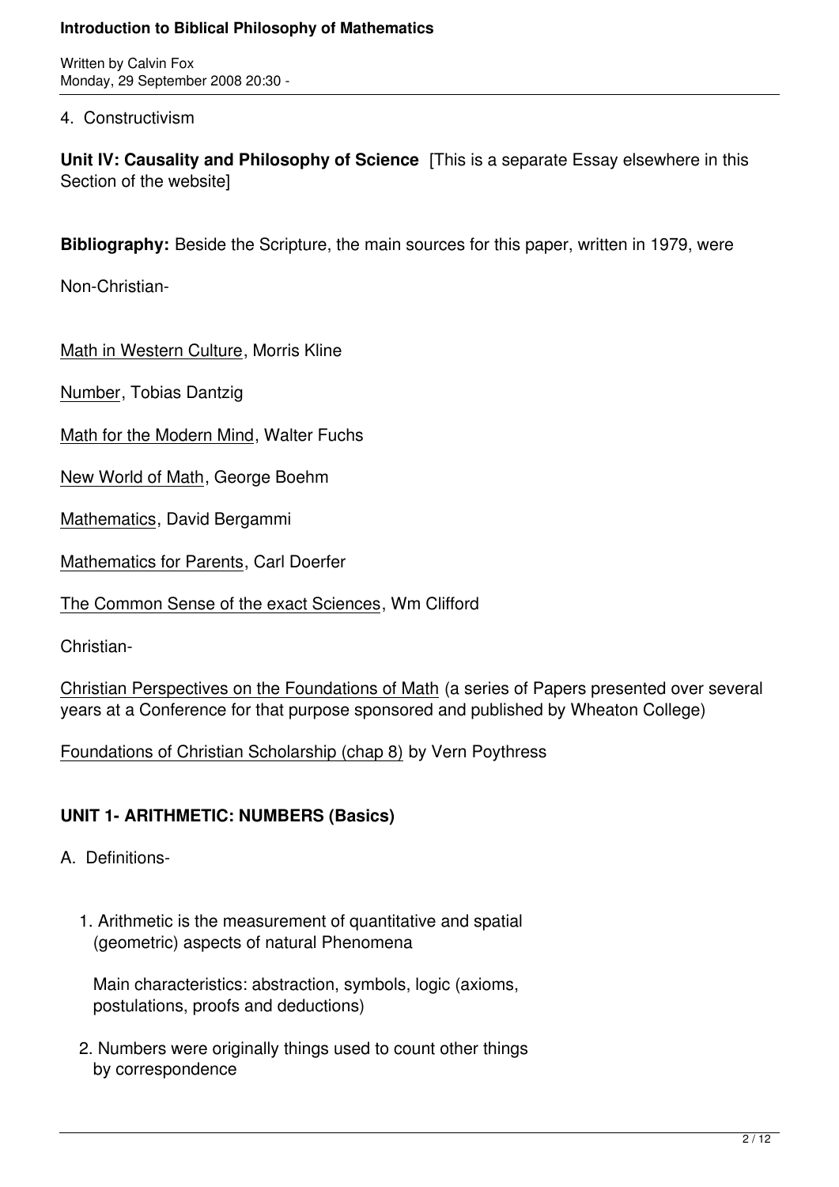4. Constructivism

**Unit IV: Causality and Philosophy of Science** [This is a separate Essay elsewhere in this Section of the website]

**Bibliography:** Beside the Scripture, the main sources for this paper, written in 1979, were

Non-Christian-

Math in Western Culture, Morris Kline

Number, Tobias Dantzig

Math for the Modern Mind, Walter Fuchs

New World of Math, George Boehm

Mathematics, David Bergammi

Mathematics for Parents, Carl Doerfer

The Common Sense of the exact Sciences, Wm Clifford

Christian-

Christian Perspectives on the Foundations of Math (a series of Papers presented over several years at a Conference for that purpose sponsored and published by Wheaton College)

Foundations of Christian Scholarship (chap 8) by Vern Poythress

## UNIT 1- ARITHMETIC: NUMBERS (Basics)

A. Definitions-

1. Arithmetic is the measurement of quantitative and spatial (geometric) aspects of natural Phenomena

   Main characteristics: abstraction, symbols, logic (axioms, postulations, proofs and deductions)

2. Numbers were originally things used to count other things by correspondence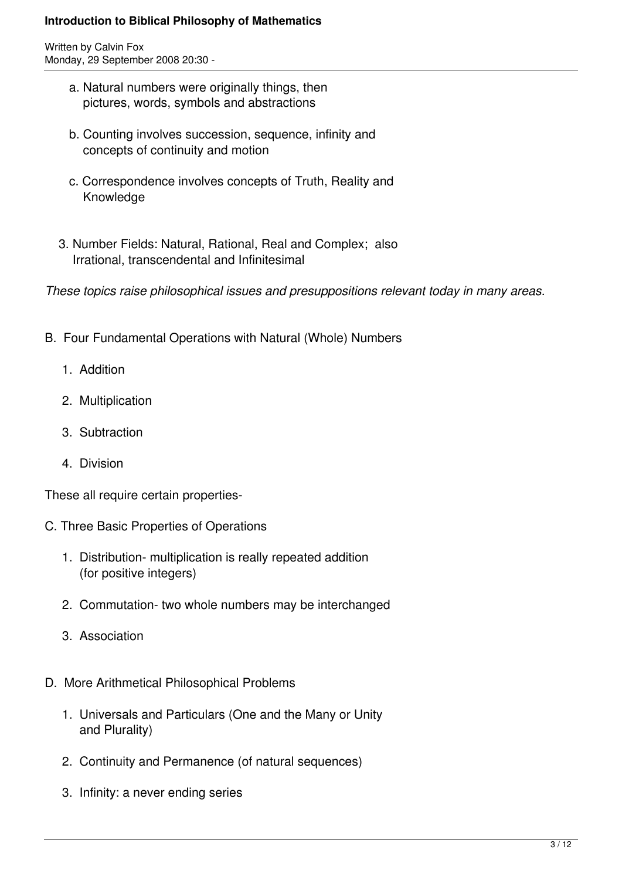a. Natural numbers were originally things, then pictures, words, symbols and abstractions

   b. Counting involves succession, sequence, infinity and concepts of continuity and motion

   c. Correspondence involves concepts of Truth, Reality and Knowledge

3. Number Fields: Natural, Rational, Real and Complex; also Irrational, transcendental and Infinitesimal

*These topics raise philosophical issues and presuppositions relevant today in many areas.*

B. Four Fundamental Operations with Natural (Whole) Numbers

1. Addition

2. Multiplication

3. Subtraction

4. Division

These all require certain properties-

C. Three Basic Properties of Operations

1. Distribution- multiplication is really repeated addition (for positive integers)

2. Commutation- two whole numbers may be interchanged

3. Association

D. More Arithmetical Philosophical Problems

1. Universals and Particulars (One and the Many or Unity and Plurality)

2. Continuity and Permanence (of natural sequences)

3. Infinity: a never ending series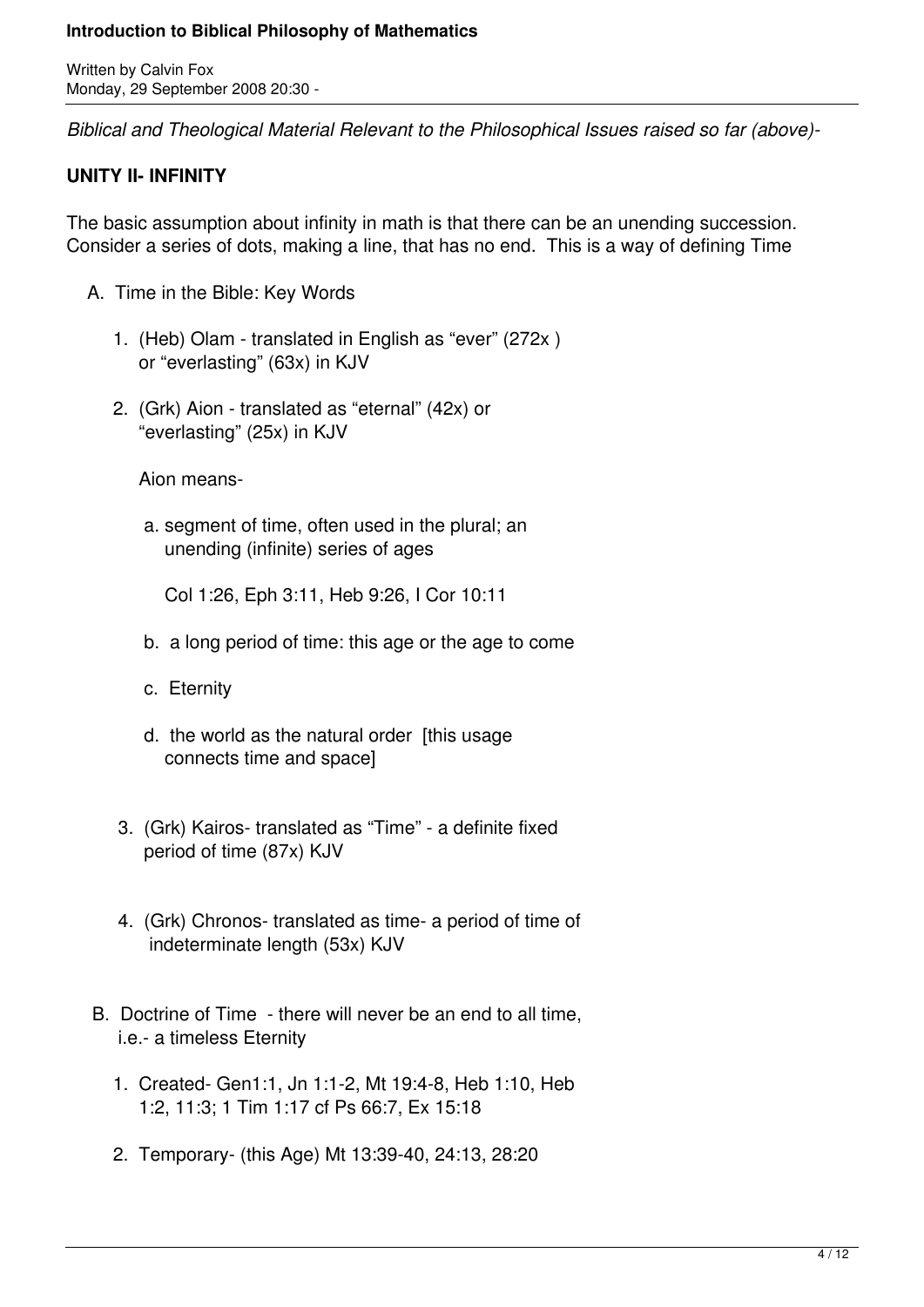*Biblical and Theological Material Relevant to the Philosophical Issues raised so far (above)-*

**UNITY II- INFINITY**

The basic assumption about infinity in math is that there can be an unending succession. Consider a series of dots, making a line, that has no end. This is a way of defining Time

A. Time in the Bible: Key Words

1. (Heb) Olam - translated in English as “ever” (272x ) or “everlasting” (63x) in KJV

2. (Grk) Aion - translated as “eternal” (42x) or “everlasting” (25x) in KJV

   Aion means-

   a. segment of time, often used in the plural; an unending (infinite) series of ages

      Col 1:26, Eph 3:11, Heb 9:26, I Cor 10:11

   b. a long period of time: this age or the age to come

   c. Eternity

   d. the world as the natural order [this usage connects time and space]

3. (Grk) Kairos- translated as “Time” - a definite fixed period of time (87x) KJV

4. (Grk) Chronos- translated as time- a period of time of indeterminate length (53x) KJV

B. Doctrine of Time - there will never be an end to all time, i.e.- a timeless Eternity

1. Created- Gen1:1, Jn 1:1-2, Mt 19:4-8, Heb 1:10, Heb 1:2, 11:3; 1 Tim 1:17 cf Ps 66:7, Ex 15:18

2. Temporary- (this Age) Mt 13:39-40, 24:13, 28:20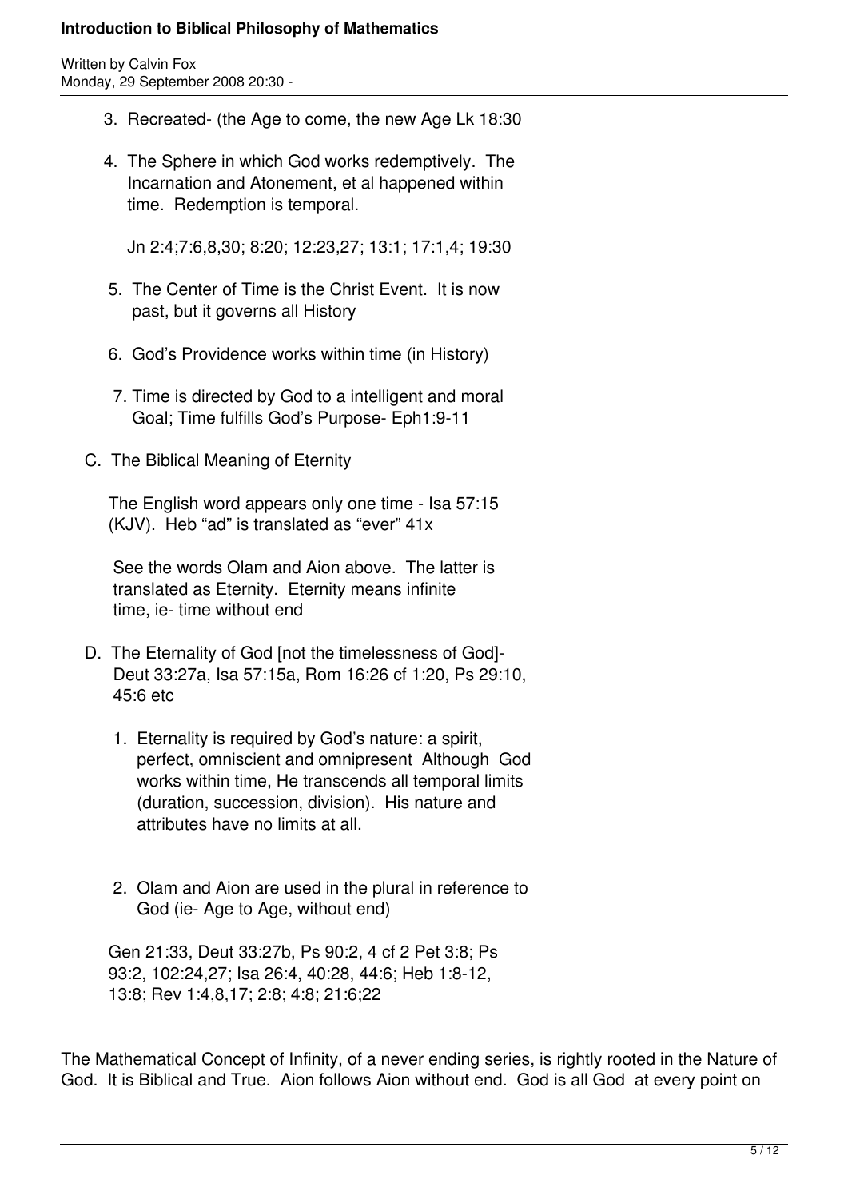3. Recreated- (the Age to come, the new Age Lk 18:30

4. The Sphere in which God works redemptively. The Incarnation and Atonement, et al happened within time. Redemption is temporal.

   Jn 2:4;7:6,8,30; 8:20; 12:23,27; 13:1; 17:1,4; 19:30

5. The Center of Time is the Christ Event. It is now past, but it governs all History

6. God's Providence works within time (in History)

7. Time is directed by God to a intelligent and moral Goal; Time fulfills God's Purpose- Eph1:9-11

C. The Biblical Meaning of Eternity

   The English word appears only one time - Isa 57:15 (KJV). Heb "ad" is translated as "ever" 41x

   See the words Olam and Aion above. The latter is translated as Eternity. Eternity means infinite time, ie- time without end

D. The Eternality of God [not the timelessness of God]- Deut 33:27a, Isa 57:15a, Rom 16:26 cf 1:20, Ps 29:10, 45:6 etc

   1. Eternality is required by God's nature: a spirit, perfect, omniscient and omnipresent Although God works within time, He transcends all temporal limits (duration, succession, division). His nature and attributes have no limits at all.

   2. Olam and Aion are used in the plural in reference to God (ie- Age to Age, without end)

   Gen 21:33, Deut 33:27b, Ps 90:2, 4 cf 2 Pet 3:8; Ps 93:2, 102:24,27; Isa 26:4, 40:28, 44:6; Heb 1:8-12, 13:8; Rev 1:4,8,17; 2:8; 4:8; 21:6;22

The Mathematical Concept of Infinity, of a never ending series, is rightly rooted in the Nature of God. It is Biblical and True. Aion follows Aion without end. God is all God at every point on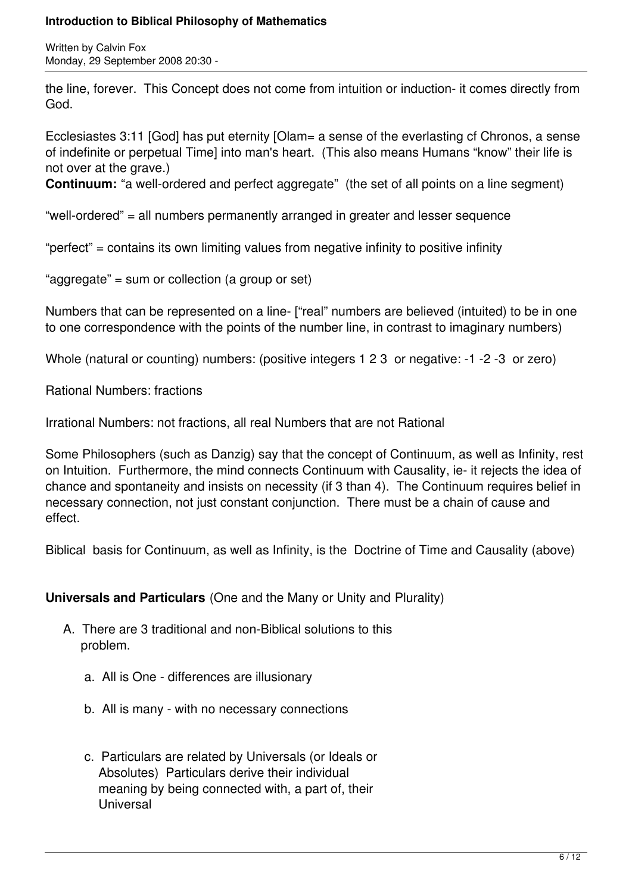the line, forever. This Concept does not come from intuition or induction- it comes directly from God.

Ecclesiastes 3:11 [God] has put eternity [Olam= a sense of the everlasting cf Chronos, a sense of indefinite or perpetual Time] into man's heart. (This also means Humans "know" their life is not over at the grave.)

**Continuum:** "a well-ordered and perfect aggregate" (the set of all points on a line segment)

"well-ordered" = all numbers permanently arranged in greater and lesser sequence

"perfect" = contains its own limiting values from negative infinity to positive infinity

"aggregate" = sum or collection (a group or set)

Numbers that can be represented on a line- ["real" numbers are believed (intuited) to be in one to one correspondence with the points of the number line, in contrast to imaginary numbers)

Whole (natural or counting) numbers: (positive integers 1 2 3 or negative: -1 -2 -3 or zero)

Rational Numbers: fractions

Irrational Numbers: not fractions, all real Numbers that are not Rational

Some Philosophers (such as Danzig) say that the concept of Continuum, as well as Infinity, rest on Intuition. Furthermore, the mind connects Continuum with Causality, ie- it rejects the idea of chance and spontaneity and insists on necessity (if 3 than 4). The Continuum requires belief in necessary connection, not just constant conjunction. There must be a chain of cause and effect.

Biblical basis for Continuum, as well as Infinity, is the Doctrine of Time and Causality (above)

**Universals and Particulars** (One and the Many or Unity and Plurality)

A. There are 3 traditional and non-Biblical solutions to this problem.

   a. All is One - differences are illusionary

   b. All is many - with no necessary connections

   c. Particulars are related by Universals (or Ideals or Absolutes) Particulars derive their individual meaning by being connected with, a part of, their Universal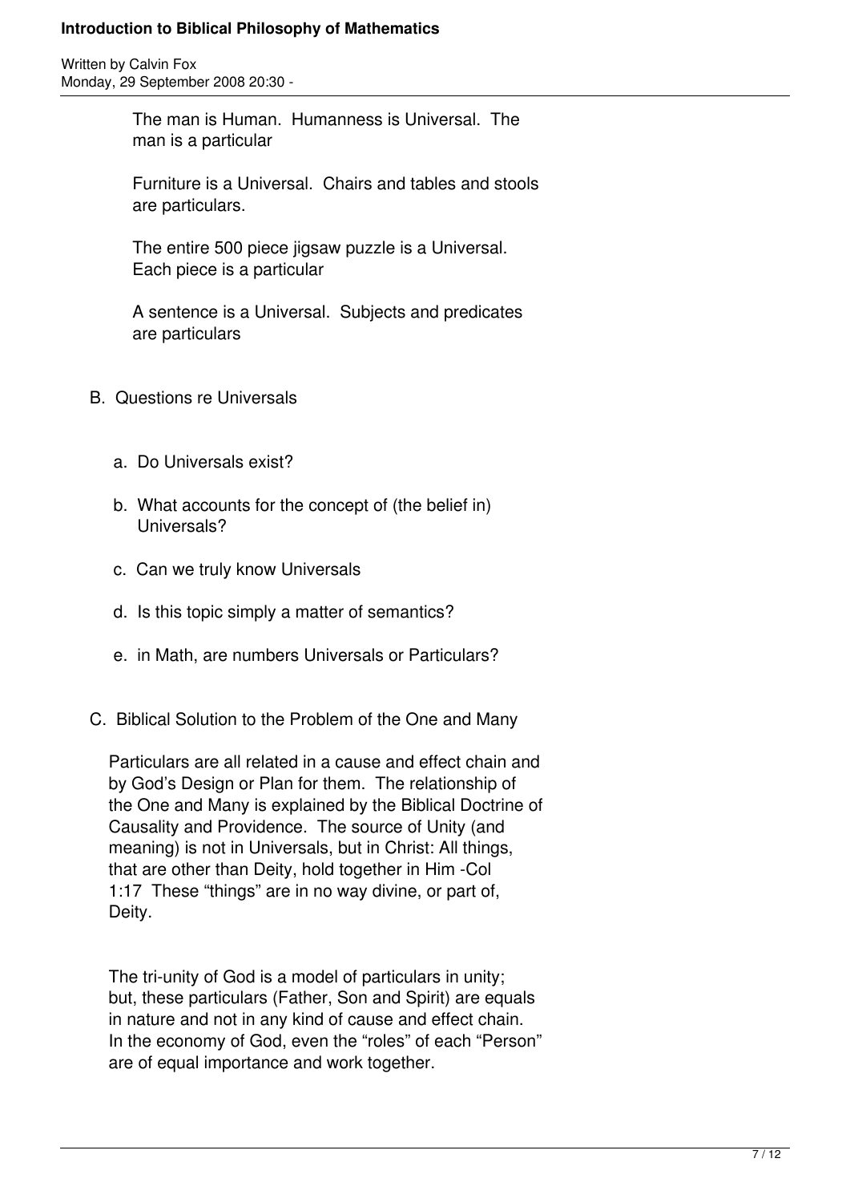The man is Human. Humanness is Universal. The man is a particular

Furniture is a Universal. Chairs and tables and stools are particulars.

The entire 500 piece jigsaw puzzle is a Universal. Each piece is a particular

A sentence is a Universal. Subjects and predicates are particulars

B. Questions re Universals

a. Do Universals exist?

b. What accounts for the concept of (the belief in) Universals?

c. Can we truly know Universals

d. Is this topic simply a matter of semantics?

e. in Math, are numbers Universals or Particulars?

C. Biblical Solution to the Problem of the One and Many

Particulars are all related in a cause and effect chain and by God's Design or Plan for them. The relationship of the One and Many is explained by the Biblical Doctrine of Causality and Providence. The source of Unity (and meaning) is not in Universals, but in Christ: All things, that are other than Deity, hold together in Him -Col 1:17 These "things" are in no way divine, or part of, Deity.

The tri-unity of God is a model of particulars in unity; but, these particulars (Father, Son and Spirit) are equals in nature and not in any kind of cause and effect chain. In the economy of God, even the "roles" of each "Person" are of equal importance and work together.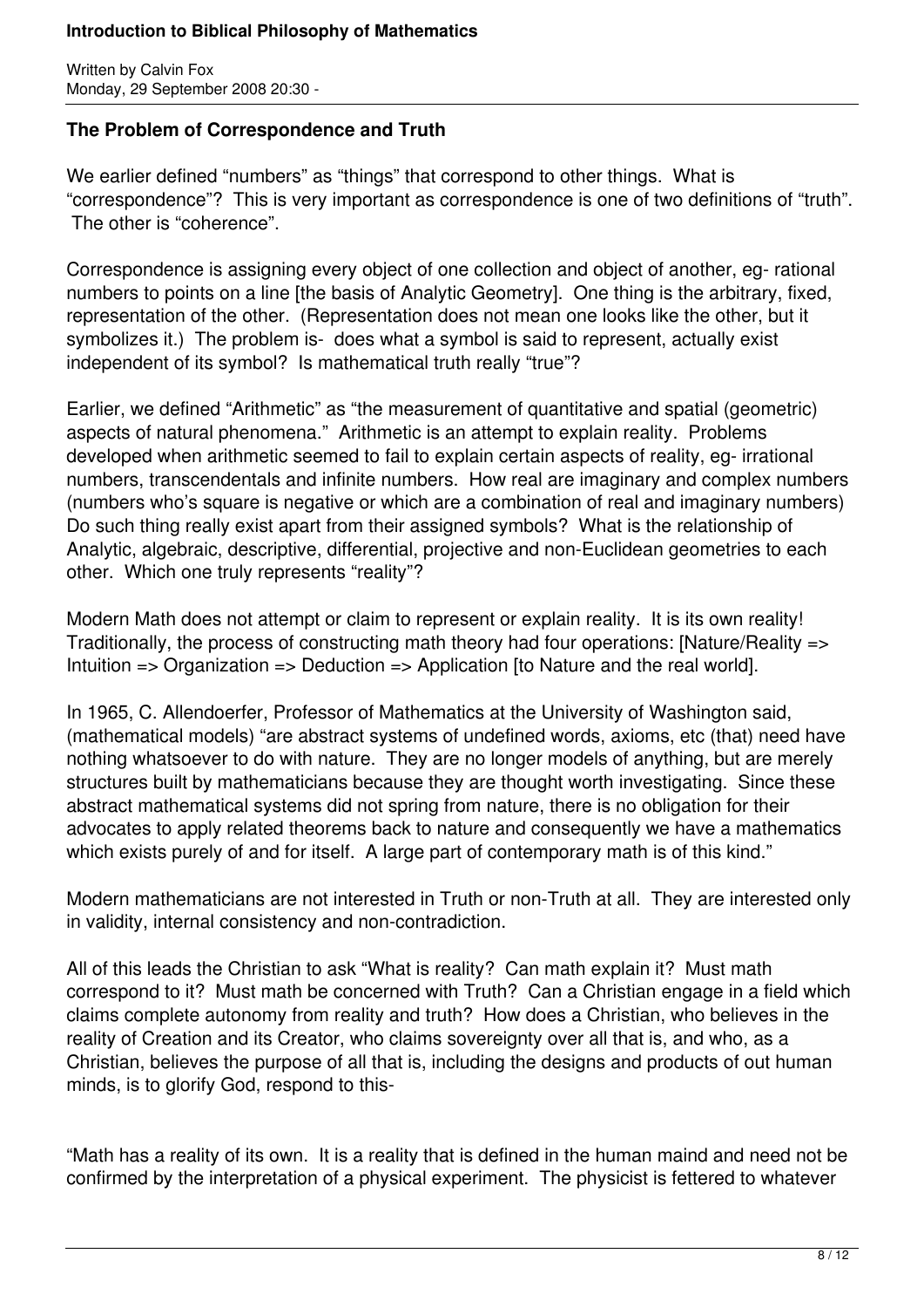## The Problem of Correspondence and Truth

We earlier defined "numbers" as "things" that correspond to other things. What is "correspondence"? This is very important as correspondence is one of two definitions of "truth". The other is "coherence".

Correspondence is assigning every object of one collection and object of another, eg- rational numbers to points on a line [the basis of Analytic Geometry]. One thing is the arbitrary, fixed, representation of the other. (Representation does not mean one looks like the other, but it symbolizes it.) The problem is- does what a symbol is said to represent, actually exist independent of its symbol? Is mathematical truth really "true"?

Earlier, we defined "Arithmetic" as "the measurement of quantitative and spatial (geometric) aspects of natural phenomena." Arithmetic is an attempt to explain reality. Problems developed when arithmetic seemed to fail to explain certain aspects of reality, eg- irrational numbers, transcendentals and infinite numbers. How real are imaginary and complex numbers (numbers who's square is negative or which are a combination of real and imaginary numbers) Do such thing really exist apart from their assigned symbols? What is the relationship of Analytic, algebraic, descriptive, differential, projective and non-Euclidean geometries to each other. Which one truly represents "reality"?

Modern Math does not attempt or claim to represent or explain reality. It is its own reality! Traditionally, the process of constructing math theory had four operations: [Nature/Reality => Intuition => Organization => Deduction => Application [to Nature and the real world].

In 1965, C. Allendoerfer, Professor of Mathematics at the University of Washington said, (mathematical models) "are abstract systems of undefined words, axioms, etc (that) need have nothing whatsoever to do with nature. They are no longer models of anything, but are merely structures built by mathematicians because they are thought worth investigating. Since these abstract mathematical systems did not spring from nature, there is no obligation for their advocates to apply related theorems back to nature and consequently we have a mathematics which exists purely of and for itself. A large part of contemporary math is of this kind."

Modern mathematicians are not interested in Truth or non-Truth at all. They are interested only in validity, internal consistency and non-contradiction.

All of this leads the Christian to ask "What is reality? Can math explain it? Must math correspond to it? Must math be concerned with Truth? Can a Christian engage in a field which claims complete autonomy from reality and truth? How does a Christian, who believes in the reality of Creation and its Creator, who claims sovereignty over all that is, and who, as a Christian, believes the purpose of all that is, including the designs and products of out human minds, is to glorify God, respond to this-

"Math has a reality of its own. It is a reality that is defined in the human maind and need not be confirmed by the interpretation of a physical experiment. The physicist is fettered to whatever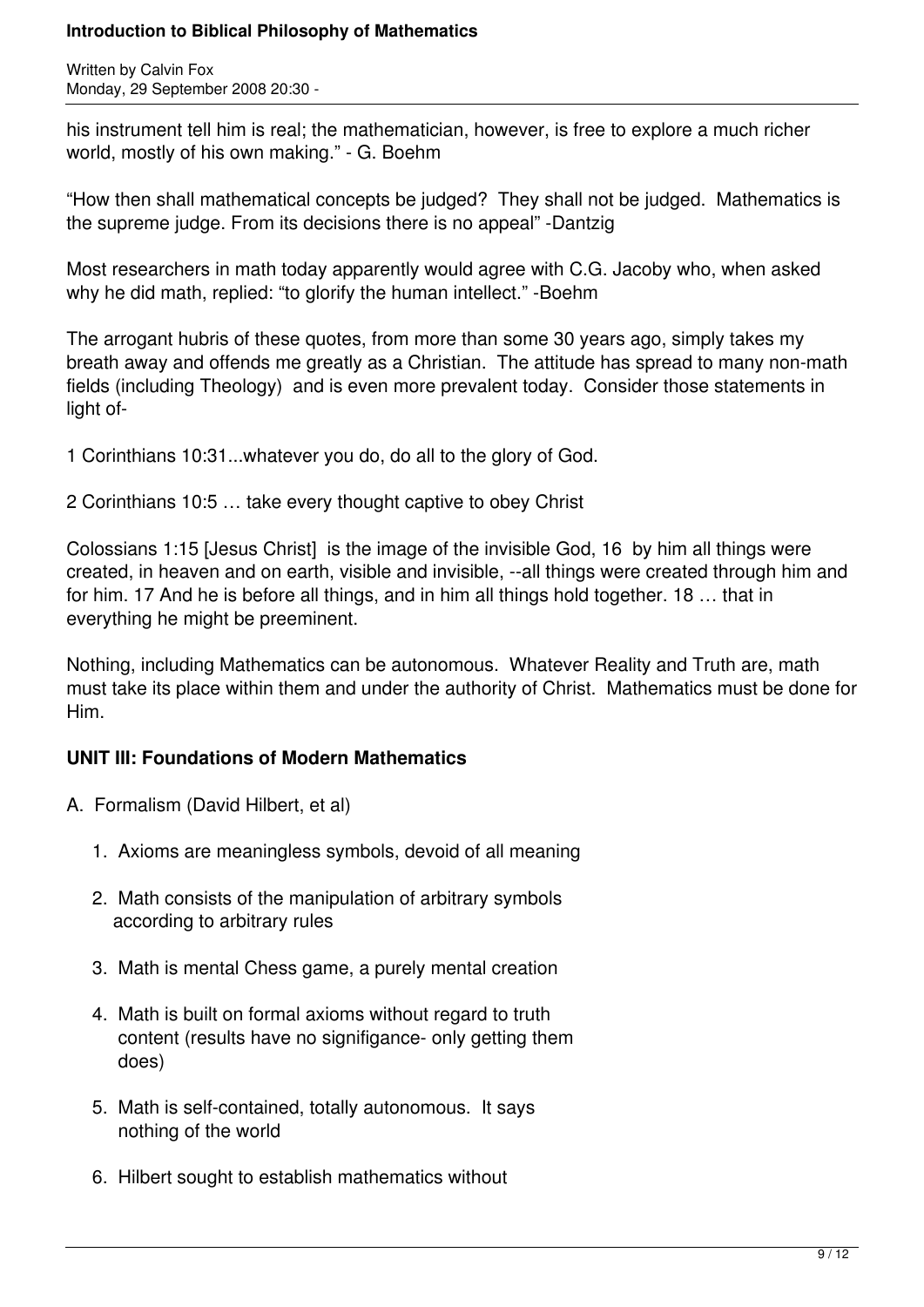his instrument tell him is real; the mathematician, however, is free to explore a much richer world, mostly of his own making." - G. Boehm

"How then shall mathematical concepts be judged? They shall not be judged. Mathematics is the supreme judge. From its decisions there is no appeal" -Dantzig

Most researchers in math today apparently would agree with C.G. Jacoby who, when asked why he did math, replied: "to glorify the human intellect." -Boehm

The arrogant hubris of these quotes, from more than some 30 years ago, simply takes my breath away and offends me greatly as a Christian. The attitude has spread to many non-math fields (including Theology) and is even more prevalent today. Consider those statements in light of-

1 Corinthians 10:31...whatever you do, do all to the glory of God.

2 Corinthians 10:5 … take every thought captive to obey Christ

Colossians 1:15 [Jesus Christ] is the image of the invisible God, 16 by him all things were created, in heaven and on earth, visible and invisible, --all things were created through him and for him. 17 And he is before all things, and in him all things hold together. 18 … that in everything he might be preeminent.

Nothing, including Mathematics can be autonomous. Whatever Reality and Truth are, math must take its place within them and under the authority of Christ. Mathematics must be done for Him.

**UNIT III: Foundations of Modern Mathematics**

A. Formalism (David Hilbert, et al)

1. Axioms are meaningless symbols, devoid of all meaning
2. Math consists of the manipulation of arbitrary symbols according to arbitrary rules
3. Math is mental Chess game, a purely mental creation
4. Math is built on formal axioms without regard to truth content (results have no signifigance- only getting them does)
5. Math is self-contained, totally autonomous. It says nothing of the world
6. Hilbert sought to establish mathematics without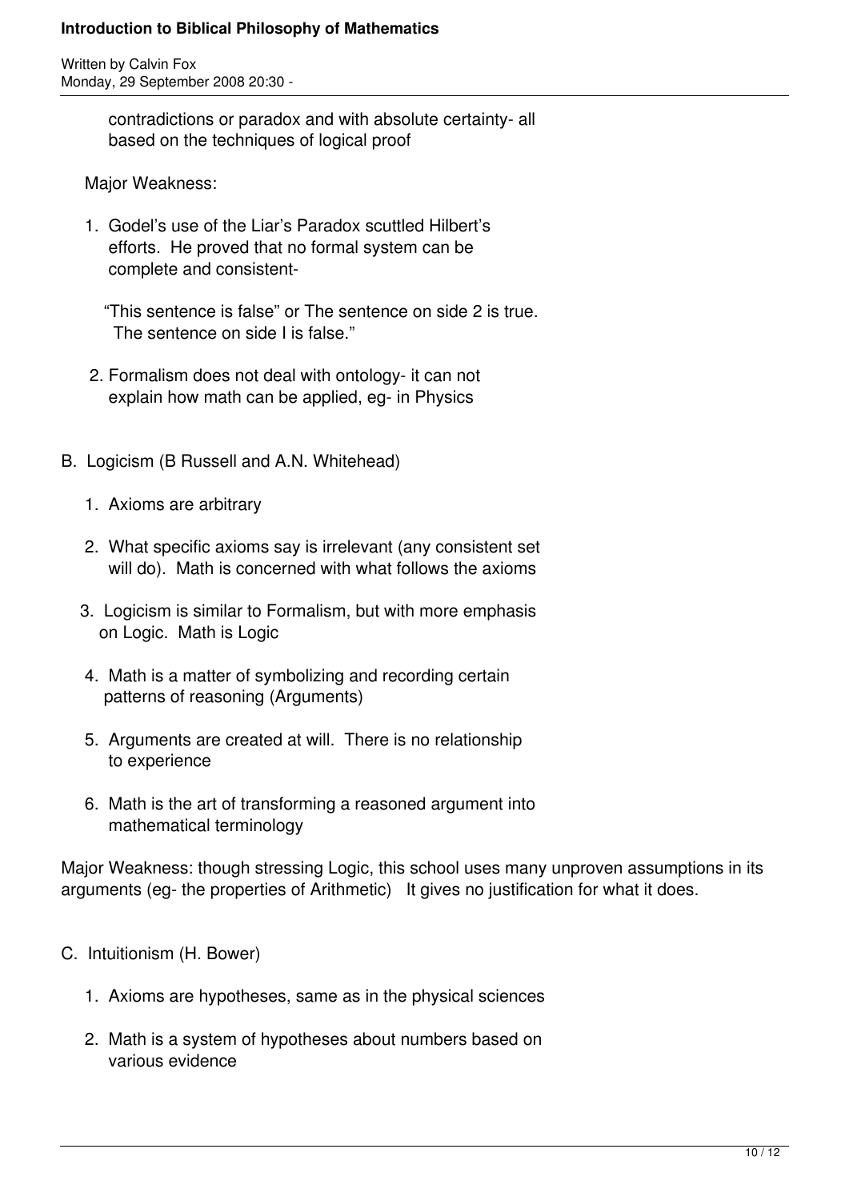contradictions or paradox and with absolute certainty- all based on the techniques of logical proof

Major Weakness:

1. Godel's use of the Liar's Paradox scuttled Hilbert's efforts. He proved that no formal system can be complete and consistent-

   "This sentence is false" or The sentence on side 2 is true. The sentence on side I is false."

2. Formalism does not deal with ontology- it can not explain how math can be applied, eg- in Physics

B. Logicism (B Russell and A.N. Whitehead)

1. Axioms are arbitrary
2. What specific axioms say is irrelevant (any consistent set will do). Math is concerned with what follows the axioms
3. Logicism is similar to Formalism, but with more emphasis on Logic. Math is Logic
4. Math is a matter of symbolizing and recording certain patterns of reasoning (Arguments)
5. Arguments are created at will. There is no relationship to experience
6. Math is the art of transforming a reasoned argument into mathematical terminology

Major Weakness: though stressing Logic, this school uses many unproven assumptions in its arguments (eg- the properties of Arithmetic) It gives no justification for what it does.

C. Intuitionism (H. Bower)

1. Axioms are hypotheses, same as in the physical sciences
2. Math is a system of hypotheses about numbers based on various evidence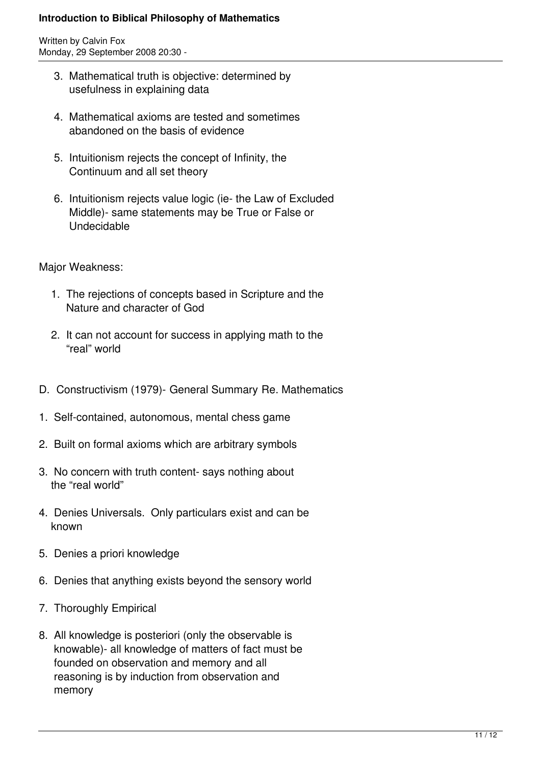3. Mathematical truth is objective: determined by usefulness in explaining data

4. Mathematical axioms are tested and sometimes abandoned on the basis of evidence

5. Intuitionism rejects the concept of Infinity, the Continuum and all set theory

6. Intuitionism rejects value logic (ie- the Law of Excluded Middle)- same statements may be True or False or Undecidable

Major Weakness:

1. The rejections of concepts based in Scripture and the Nature and character of God

2. It can not account for success in applying math to the "real" world

D. Constructivism (1979)- General Summary Re. Mathematics

1. Self-contained, autonomous, mental chess game

2. Built on formal axioms which are arbitrary symbols

3. No concern with truth content- says nothing about the "real world"

4. Denies Universals. Only particulars exist and can be known

5. Denies a priori knowledge

6. Denies that anything exists beyond the sensory world

7. Thoroughly Empirical

8. All knowledge is posteriori (only the observable is knowable)- all knowledge of matters of fact must be founded on observation and memory and all reasoning is by induction from observation and memory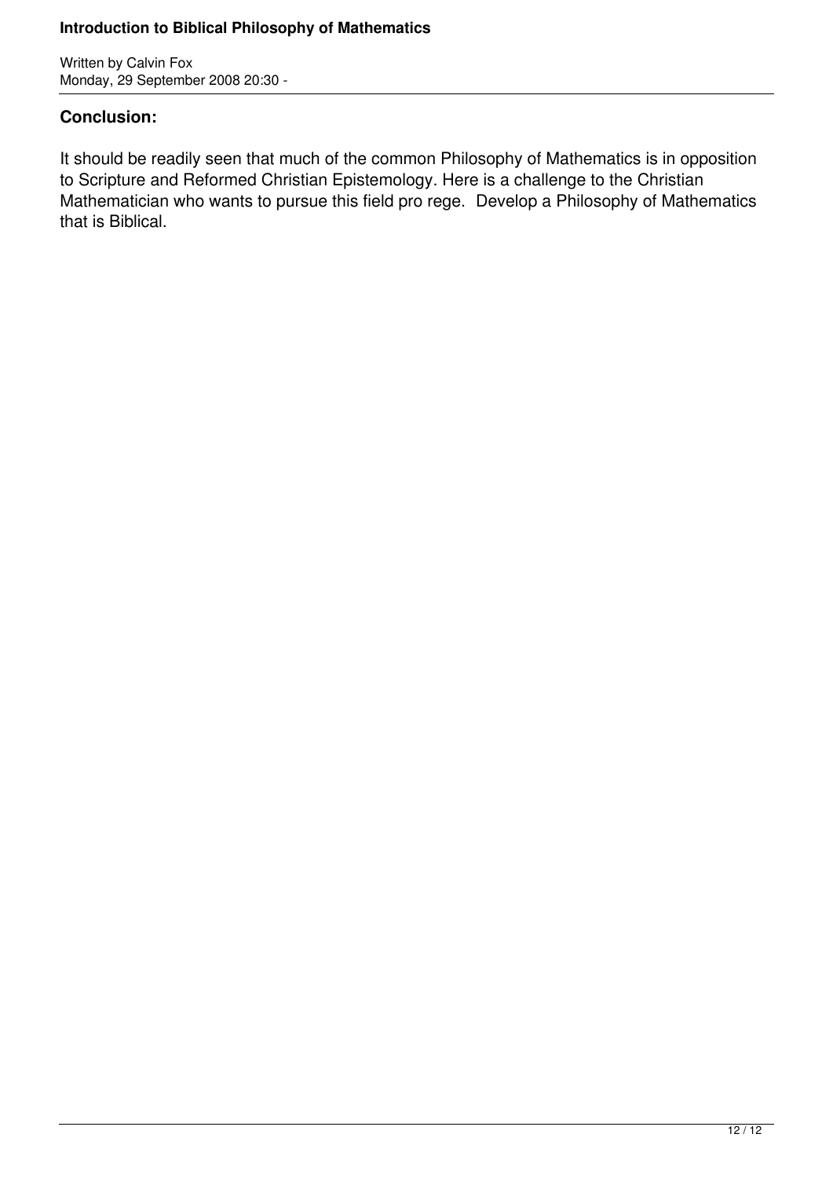## Conclusion:

It should be readily seen that much of the common Philosophy of Mathematics is in opposition to Scripture and Reformed Christian Epistemology. Here is a challenge to the Christian Mathematician who wants to pursue this field pro rege. Develop a Philosophy of Mathematics that is Biblical.